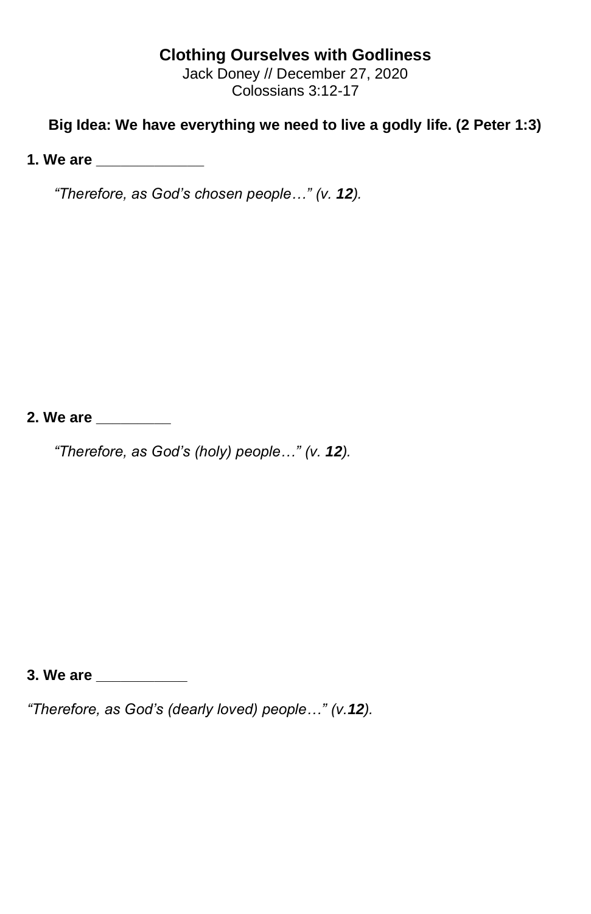# Clothing Ourselves with Godliness

Jack Doney // December 27, 2020

Colossians 3:12-17

**Big Idea: We have everything we need to live a godly life. (2 Peter 1:3)**

**1. We are \_\_\_\_\_\_\_\_\_\_\_\_\_**

*“Therefore, as God’s chosen people…” (v.* ***12****).*

**2. We are \_\_\_\_\_\_\_\_\_**

*“Therefore, as God’s (holy) people…” (v.* ***12****).*

**3. We are \_\_\_\_\_\_\_\_\_\_\_**

*“Therefore, as God’s (dearly loved) people…” (v.****12****).*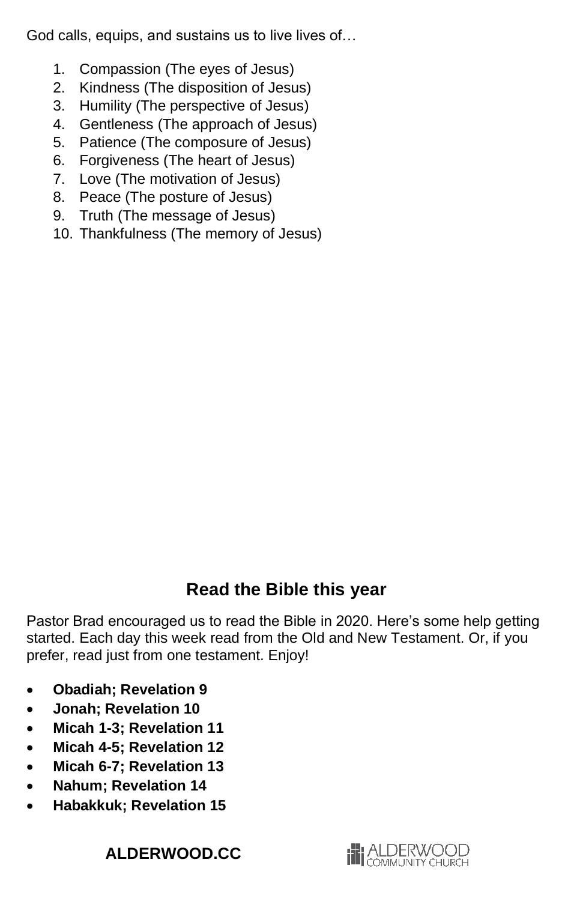God calls, equips, and sustains us to live lives of…

1. Compassion (The eyes of Jesus)
2. Kindness (The disposition of Jesus)
3. Humility (The perspective of Jesus)
4. Gentleness (The approach of Jesus)
5. Patience (The composure of Jesus)
6. Forgiveness (The heart of Jesus)
7. Love (The motivation of Jesus)
8. Peace (The posture of Jesus)
9. Truth (The message of Jesus)
10. Thankfulness (The memory of Jesus)

## Read the Bible this year

Pastor Brad encouraged us to read the Bible in 2020. Here's some help getting started. Each day this week read from the Old and New Testament. Or, if you prefer, read just from one testament. Enjoy!

- **Obadiah; Revelation 9**
- **Jonah; Revelation 10**
- **Micah 1-3; Revelation 11**
- **Micah 4-5; Revelation 12**
- **Micah 6-7; Revelation 13**
- **Nahum; Revelation 14**
- **Habakkuk; Revelation 15**

**ALDERWOOD.CC**

ALDERWOOD COMMUNITY CHURCH